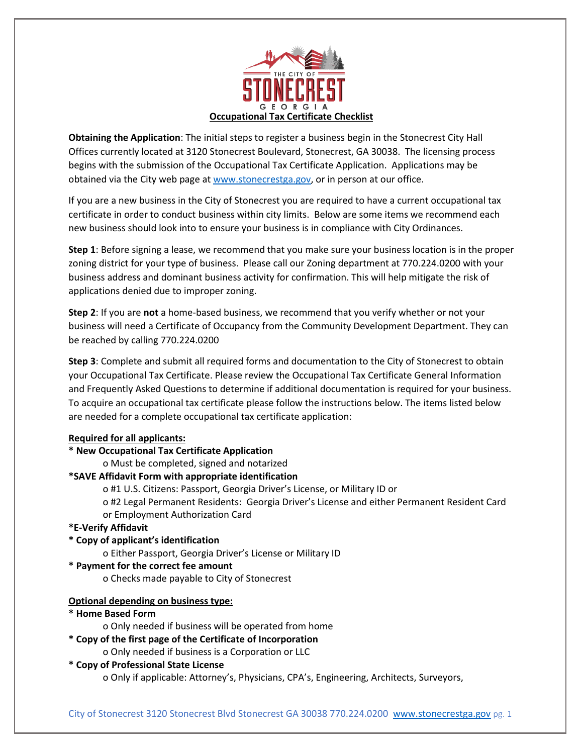# Occupational Tax Certificate Checklist

**Obtaining the Application**: The initial steps to register a business begin in the Stonecrest City Hall Offices currently located at 3120 Stonecrest Boulevard, Stonecrest, GA 30038. The licensing process begins with the submission of the Occupational Tax Certificate Application. Applications may be obtained via the City web page at [www.stonecrestga.gov](http://www.stonecrestga.gov), or in person at our office.

If you are a new business in the City of Stonecrest you are required to have a current occupational tax certificate in order to conduct business within city limits. Below are some items we recommend each new business should look into to ensure your business is in compliance with City Ordinances.

**Step 1**: Before signing a lease, we recommend that you make sure your business location is in the proper zoning district for your type of business. Please call our Zoning department at 770.224.0200 with your business address and dominant business activity for confirmation. This will help mitigate the risk of applications denied due to improper zoning.

**Step 2**: If you are **not** a home-based business, we recommend that you verify whether or not your business will need a Certificate of Occupancy from the Community Development Department. They can be reached by calling 770.224.0200

**Step 3**: Complete and submit all required forms and documentation to the City of Stonecrest to obtain your Occupational Tax Certificate. Please review the Occupational Tax Certificate General Information and Frequently Asked Questions to determine if additional documentation is required for your business. To acquire an occupational tax certificate please follow the instructions below. The items listed below are needed for a complete occupational tax certificate application:

**Required for all applicants:**

- **New Occupational Tax Certificate Application**
  - Must be completed, signed and notarized
- **SAVE Affidavit Form with appropriate identification**
  - #1 U.S. Citizens: Passport, Georgia Driver's License, or Military ID or
  - #2 Legal Permanent Residents: Georgia Driver's License and either Permanent Resident Card or Employment Authorization Card
- **E-Verify Affidavit**
- **Copy of applicant's identification**
  - Either Passport, Georgia Driver's License or Military ID
- **Payment for the correct fee amount**
  - Checks made payable to City of Stonecrest

**Optional depending on business type:**

- **Home Based Form**
  - Only needed if business will be operated from home
- **Copy of the first page of the Certificate of Incorporation**
  - Only needed if business is a Corporation or LLC
- **Copy of Professional State License**
  - Only if applicable: Attorney's, Physicians, CPA's, Engineering, Architects, Surveyors,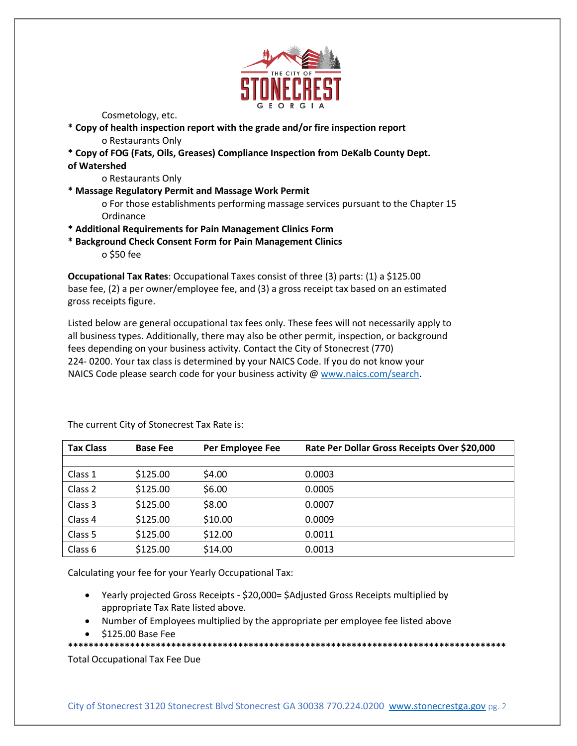Cosmetology, etc.

* **Copy of health inspection report with the grade and/or fire inspection report**
    - o Restaurants Only
* **Copy of FOG (Fats, Oils, Greases) Compliance Inspection from DeKalb County Dept. of Watershed**
    - o Restaurants Only
* **Massage Regulatory Permit and Massage Work Permit**
    - o For those establishments performing massage services pursuant to the Chapter 15 Ordinance
* **Additional Requirements for Pain Management Clinics Form**
* **Background Check Consent Form for Pain Management Clinics**
    - o $50 fee

**Occupational Tax Rates**: Occupational Taxes consist of three (3) parts: (1) a $125.00 base fee, (2) a per owner/employee fee, and (3) a gross receipt tax based on an estimated gross receipts figure.

Listed below are general occupational tax fees only. These fees will not necessarily apply to all business types. Additionally, there may also be other permit, inspection, or background fees depending on your business activity. Contact the City of Stonecrest (770) 224- 0200. Your tax class is determined by your NAICS Code. If you do not know your NAICS Code please search code for your business activity @ www.naics.com/search.

The current City of Stonecrest Tax Rate is:

| Tax Class | Base Fee | Per Employee Fee | Rate Per Dollar Gross Receipts Over $20,000 |
|---|---|---|---|
| | | | |
| Class 1 | $125.00 | $4.00 | 0.0003 |
| Class 2 | $125.00 | $6.00 | 0.0005 |
| Class 3 | $125.00 | $8.00 | 0.0007 |
| Class 4 | $125.00 | $10.00 | 0.0009 |
| Class 5 | $125.00 | $12.00 | 0.0011 |
| Class 6 | $125.00 | $14.00 | 0.0013 |

Calculating your fee for your Yearly Occupational Tax:

- Yearly projected Gross Receipts - $20,000= $Adjusted Gross Receipts multiplied by appropriate Tax Rate listed above.
- Number of Employees multiplied by the appropriate per employee fee listed above
- $125.00 Base Fee

**************************************************************************************

Total Occupational Tax Fee Due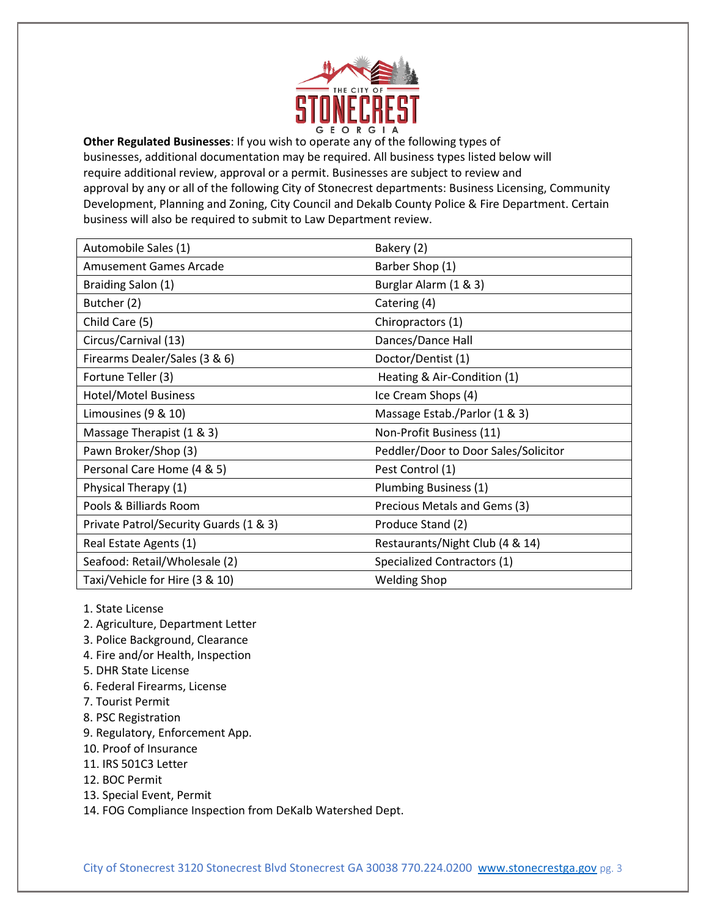**Other Regulated Businesses**: If you wish to operate any of the following types of businesses, additional documentation may be required. All business types listed below will require additional review, approval or a permit. Businesses are subject to review and approval by any or all of the following City of Stonecrest departments: Business Licensing, Community Development, Planning and Zoning, City Council and Dekalb County Police & Fire Department. Certain business will also be required to submit to Law Department review.

| | |
|---|---|
| Automobile Sales (1) | Bakery (2) |
| Amusement Games Arcade | Barber Shop (1) |
| Braiding Salon (1) | Burglar Alarm (1 & 3) |
| Butcher (2) | Catering (4) |
| Child Care (5) | Chiropractors (1) |
| Circus/Carnival (13) | Dances/Dance Hall |
| Firearms Dealer/Sales (3 & 6) | Doctor/Dentist (1) |
| Fortune Teller (3) | Heating & Air-Condition (1) |
| Hotel/Motel Business | Ice Cream Shops (4) |
| Limousines (9 & 10) | Massage Estab./Parlor (1 & 3) |
| Massage Therapist (1 & 3) | Non-Profit Business (11) |
| Pawn Broker/Shop (3) | Peddler/Door to Door Sales/Solicitor |
| Personal Care Home (4 & 5) | Pest Control (1) |
| Physical Therapy (1) | Plumbing Business (1) |
| Pools & Billiards Room | Precious Metals and Gems (3) |
| Private Patrol/Security Guards (1 & 3) | Produce Stand (2) |
| Real Estate Agents (1) | Restaurants/Night Club (4 & 14) |
| Seafood: Retail/Wholesale (2) | Specialized Contractors (1) |
| Taxi/Vehicle for Hire (3 & 10) | Welding Shop |

1. State License
2. Agriculture, Department Letter
3. Police Background, Clearance
4. Fire and/or Health, Inspection
5. DHR State License
6. Federal Firearms, License
7. Tourist Permit
8. PSC Registration
9. Regulatory, Enforcement App.
10. Proof of Insurance
11. IRS 501C3 Letter
12. BOC Permit
13. Special Event, Permit
14. FOG Compliance Inspection from DeKalb Watershed Dept.